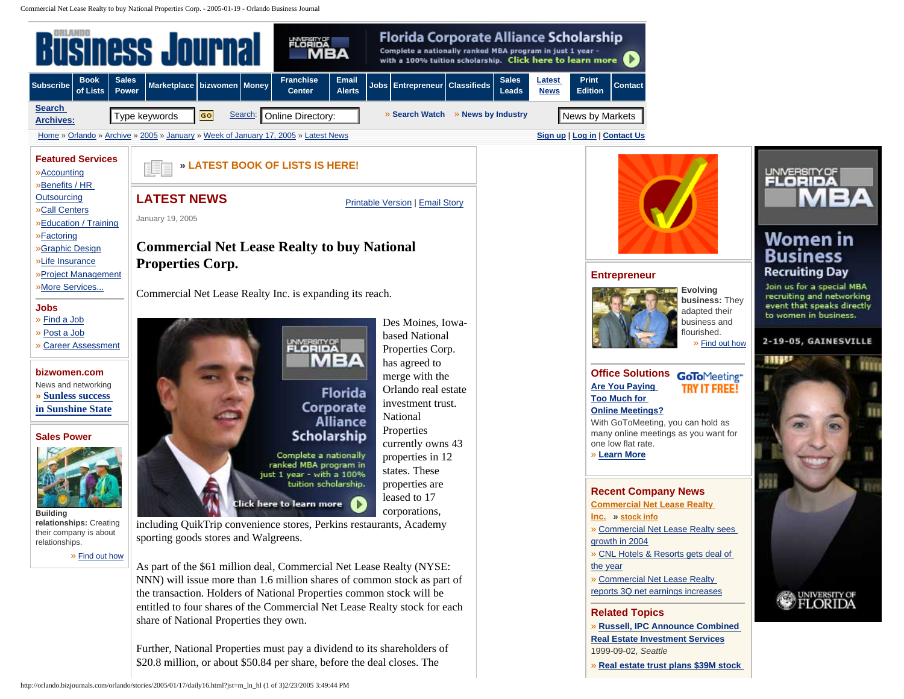# Commercial Net Lease Realty to buy National Properties Corp.

January 19, 2005

Commercial Net Lease Realty Inc. is expanding its reach.

Des Moines, Iowa-based National Properties Corp. has agreed to merge with the Orlando real estate investment trust. National Properties currently owns 43 properties in 12 states. These properties are leased to 17 corporations, including QuikTrip convenience stores, Perkins restaurants, Academy sporting goods stores and Walgreens.

As part of the $61 million deal, Commercial Net Lease Realty (NYSE: NNN) will issue more than 1.6 million shares of common stock as part of the transaction. Holders of National Properties common stock will be entitled to four shares of the Commercial Net Lease Realty stock for each share of National Properties they own.

Further, National Properties must pay a dividend to its shareholders of $20.8 million, or about $50.84 per share, before the deal closes. The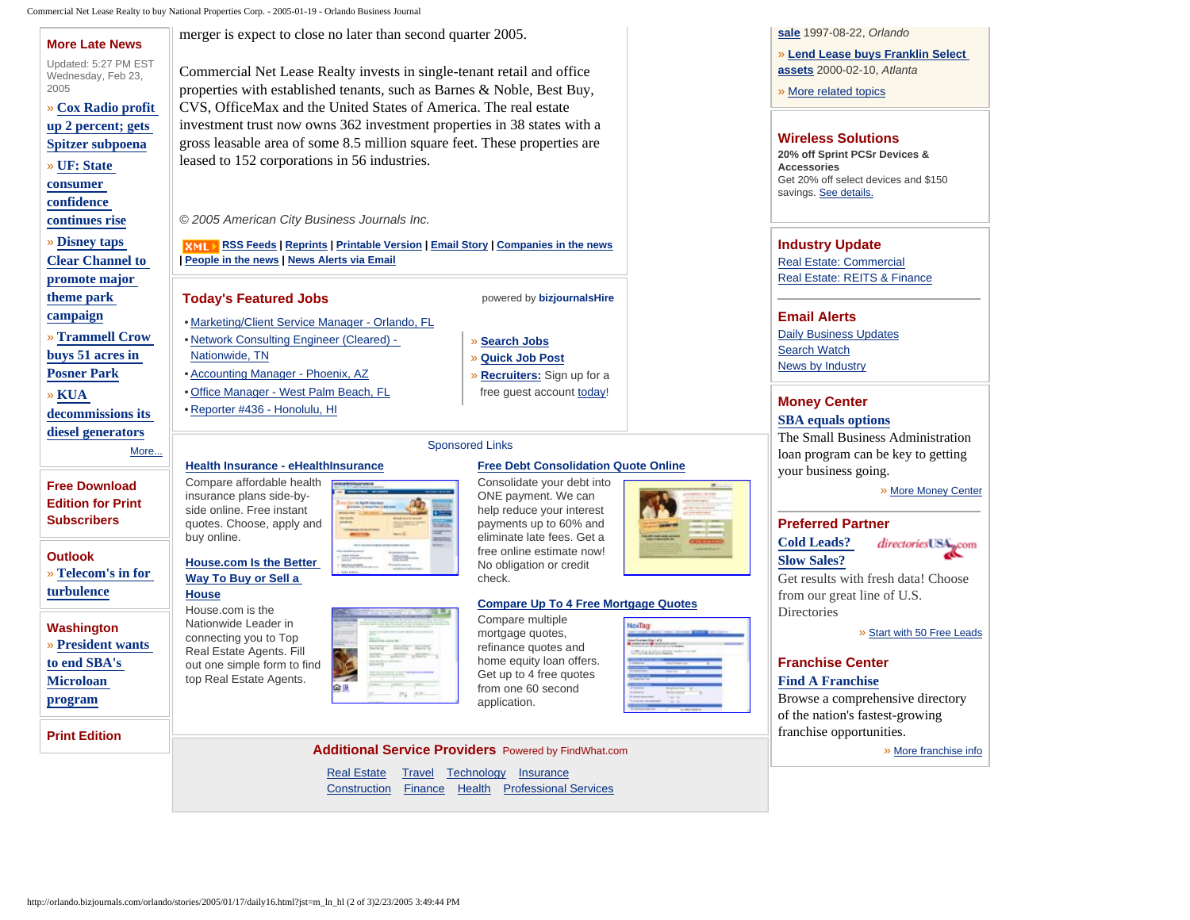merger is expect to close no later than second quarter 2005.

Commercial Net Lease Realty invests in single-tenant retail and office properties with established tenants, such as Barnes & Noble, Best Buy, CVS, OfficeMax and the United States of America. The real estate investment trust now owns 362 investment properties in 38 states with a gross leasable area of some 8.5 million square feet. These properties are leased to 152 corporations in 56 industries.

*© 2005 American City Business Journals Inc.*

XML RSS Feeds | Reprints | Printable Version | Email Story | Companies in the news | People in the news | News Alerts via Email

## Today's Featured Jobs

powered by **bizjournalsHire**

- Marketing/Client Service Manager - Orlando, FL
- Network Consulting Engineer (Cleared) - Nationwide, TN
- Accounting Manager - Phoenix, AZ
- Office Manager - West Palm Beach, FL
- Reporter #436 - Honolulu, HI

» **Search Jobs**
» **Quick Job Post**
» **Recruiters:** Sign up for a free guest account today!

Sponsored Links

**Health Insurance - eHealthInsurance**
Compare affordable health insurance plans side-by-side online. Free instant quotes. Choose, apply and buy online.

**House.com Is the Better Way To Buy or Sell a House**
House.com is the Nationwide Leader in connecting you to Top Real Estate Agents. Fill out one simple form to find top Real Estate Agents.

**Free Debt Consolidation Quote Online**
Consolidate your debt into ONE payment. We can help reduce your interest payments up to 60% and eliminate late fees. Get a free online estimate now! No obligation or credit check.

**Compare Up To 4 Free Mortgage Quotes**
Compare multiple mortgage quotes, refinance quotes and home equity loan offers. Get up to 4 free quotes from one 60 second application.

## Additional Service Providers

Powered by FindWhat.com

Real Estate | Travel | Technology | Insurance
Construction | Finance | Health | Professional Services

## More Late News

Updated: 5:27 PM EST Wednesday, Feb 23, 2005

» **Cox Radio profit up 2 percent; gets Spitzer subpoena**
» **UF: State consumer confidence continues rise**
» **Disney taps Clear Channel to promote major theme park campaign**
» **Trammell Crow buys 51 acres in Posner Park**
» **KUA decommissions its diesel generators**

More...

## Free Download Edition for Print Subscribers

## Outlook

» **Telecom's in for turbulence**

## Washington

» **President wants to end SBA's Microloan program**

## Print Edition

**sale** 1997-08-22, *Orlando*

» **Lend Lease buys Franklin Select assets** 2000-02-10, *Atlanta*

» More related topics

## Wireless Solutions

**20% off Sprint PCSr Devices & Accessories**
Get 20% off select devices and $150 savings. See details.

## Industry Update

Real Estate: Commercial
Real Estate: REITS & Finance

## Email Alerts

Daily Business Updates
Search Watch
News by Industry

## Money Center

**SBA equals options**
The Small Business Administration loan program can be key to getting your business going.

» More Money Center

## Preferred Partner

**Cold Leads?**
**Slow Sales?**
Get results with fresh data! Choose from our great line of U.S. Directories

» Start with 50 Free Leads

## Franchise Center

**Find A Franchise**
Browse a comprehensive directory of the nation's fastest-growing franchise opportunities.

» More franchise info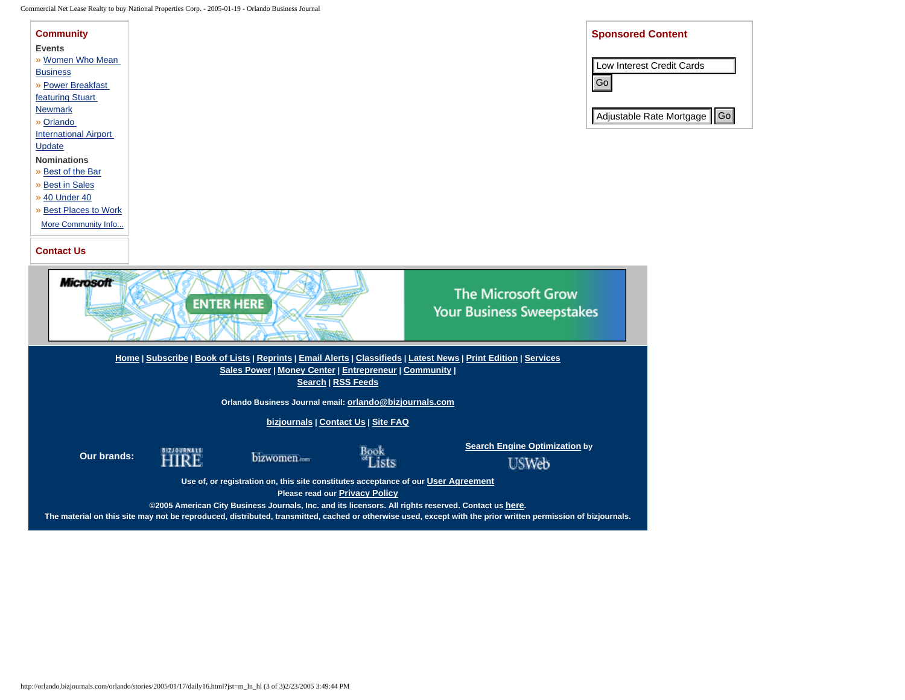## Community

**Events**

» Women Who Mean Business
» Power Breakfast featuring Stuart Newmark
» Orlando International Airport Update

**Nominations**

» Best of the Bar
» Best in Sales
» 40 Under 40
» Best Places to Work

More Community Info...

## Contact Us

## Sponsored Content

Low Interest Credit Cards Go

Adjustable Rate Mortgage Go

Microsoft ENTER HERE The Microsoft Grow Your Business Sweepstakes

**Home | Subscribe | Book of Lists | Reprints | Email Alerts | Classifieds | Latest News | Print Edition | Services**
**Sales Power | Money Center | Entrepreneur | Community |**
**Search | RSS Feeds**

**Orlando Business Journal email: orlando@bizjournals.com**

**bizjournals | Contact Us | Site FAQ**

**Our brands:** BIZJOURNALS HIRE bizwomen.com Book of Lists **Search Engine Optimization by** USWeb

**Use of, or registration on, this site constitutes acceptance of our User Agreement**
**Please read our Privacy Policy**
**©2005 American City Business Journals, Inc. and its licensors. All rights reserved. Contact us here.**
**The material on this site may not be reproduced, distributed, transmitted, cached or otherwise used, except with the prior written permission of bizjournals.**